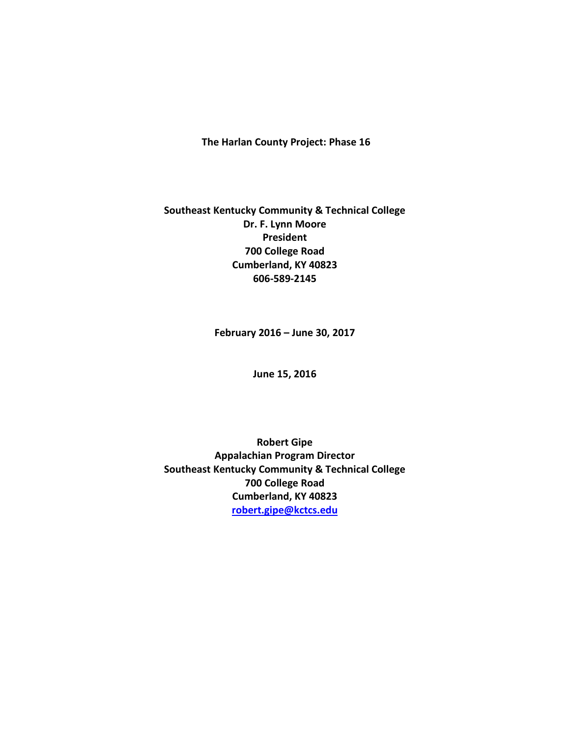**The Harlan County Project: Phase 16**

**Southeast Kentucky Community & Technical College**
**Dr. F. Lynn Moore**
**President**
**700 College Road**
**Cumberland, KY 40823**
**606-589-2145**

**February 2016 – June 30, 2017**

**June 15, 2016**

**Robert Gipe**
**Appalachian Program Director**
**Southeast Kentucky Community & Technical College**
**700 College Road**
**Cumberland, KY 40823**
**robert.gipe@kctcs.edu**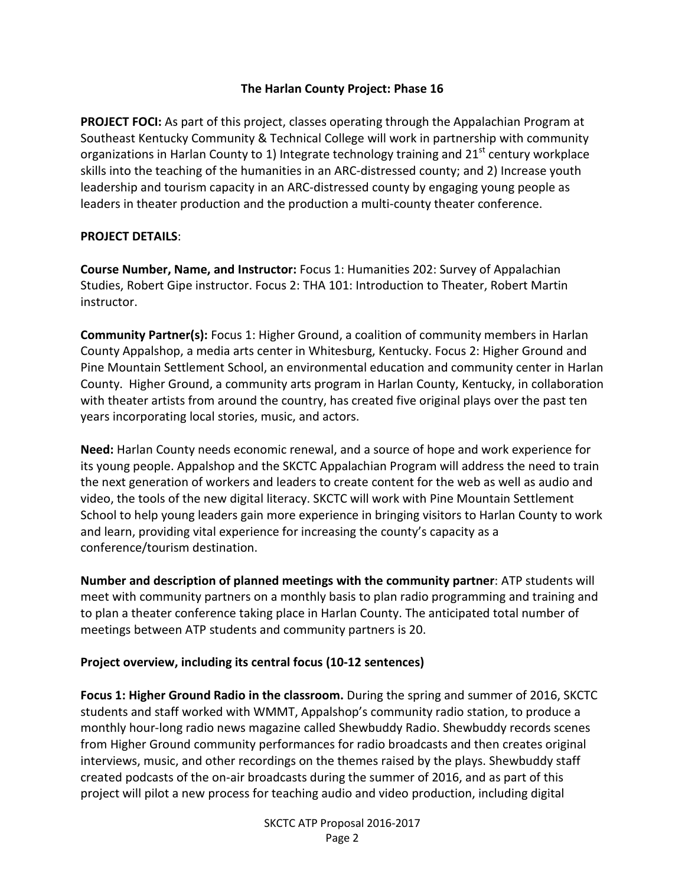# The Harlan County Project: Phase 16

**PROJECT FOCI:** As part of this project, classes operating through the Appalachian Program at Southeast Kentucky Community & Technical College will work in partnership with community organizations in Harlan County to 1) Integrate technology training and 21st century workplace skills into the teaching of the humanities in an ARC-distressed county; and 2) Increase youth leadership and tourism capacity in an ARC-distressed county by engaging young people as leaders in theater production and the production a multi-county theater conference.

**PROJECT DETAILS**:

**Course Number, Name, and Instructor:** Focus 1: Humanities 202: Survey of Appalachian Studies, Robert Gipe instructor. Focus 2: THA 101: Introduction to Theater, Robert Martin instructor.

**Community Partner(s):** Focus 1: Higher Ground, a coalition of community members in Harlan County Appalshop, a media arts center in Whitesburg, Kentucky. Focus 2: Higher Ground and Pine Mountain Settlement School, an environmental education and community center in Harlan County. Higher Ground, a community arts program in Harlan County, Kentucky, in collaboration with theater artists from around the country, has created five original plays over the past ten years incorporating local stories, music, and actors.

**Need:** Harlan County needs economic renewal, and a source of hope and work experience for its young people. Appalshop and the SKCTC Appalachian Program will address the need to train the next generation of workers and leaders to create content for the web as well as audio and video, the tools of the new digital literacy. SKCTC will work with Pine Mountain Settlement School to help young leaders gain more experience in bringing visitors to Harlan County to work and learn, providing vital experience for increasing the county's capacity as a conference/tourism destination.

**Number and description of planned meetings with the community partner**: ATP students will meet with community partners on a monthly basis to plan radio programming and training and to plan a theater conference taking place in Harlan County. The anticipated total number of meetings between ATP students and community partners is 20.

**Project overview, including its central focus (10-12 sentences)**

**Focus 1: Higher Ground Radio in the classroom.** During the spring and summer of 2016, SKCTC students and staff worked with WMMT, Appalshop's community radio station, to produce a monthly hour-long radio news magazine called Shewbuddy Radio. Shewbuddy records scenes from Higher Ground community performances for radio broadcasts and then creates original interviews, music, and other recordings on the themes raised by the plays. Shewbuddy staff created podcasts of the on-air broadcasts during the summer of 2016, and as part of this project will pilot a new process for teaching audio and video production, including digital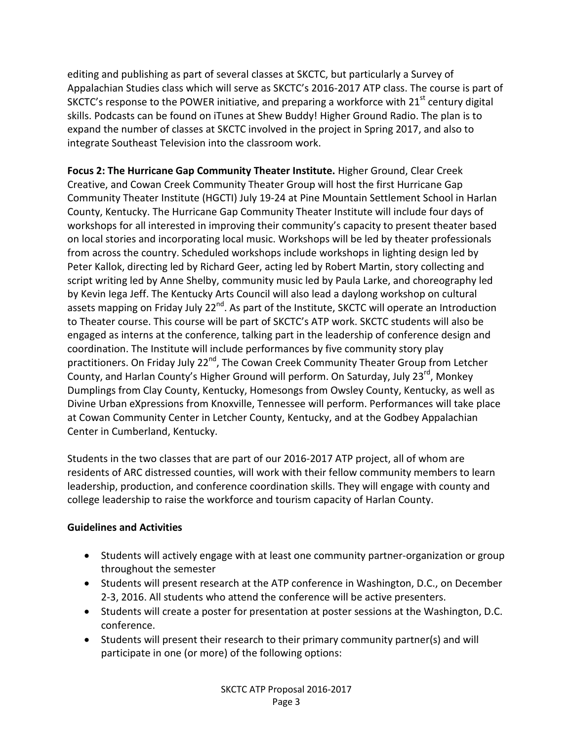editing and publishing as part of several classes at SKCTC, but particularly a Survey of Appalachian Studies class which will serve as SKCTC's 2016-2017 ATP class. The course is part of SKCTC's response to the POWER initiative, and preparing a workforce with 21st century digital skills. Podcasts can be found on iTunes at Shew Buddy! Higher Ground Radio. The plan is to expand the number of classes at SKCTC involved in the project in Spring 2017, and also to integrate Southeast Television into the classroom work.

**Focus 2: The Hurricane Gap Community Theater Institute.** Higher Ground, Clear Creek Creative, and Cowan Creek Community Theater Group will host the first Hurricane Gap Community Theater Institute (HGCTI) July 19-24 at Pine Mountain Settlement School in Harlan County, Kentucky. The Hurricane Gap Community Theater Institute will include four days of workshops for all interested in improving their community's capacity to present theater based on local stories and incorporating local music. Workshops will be led by theater professionals from across the country. Scheduled workshops include workshops in lighting design led by Peter Kallok, directing led by Richard Geer, acting led by Robert Martin, story collecting and script writing led by Anne Shelby, community music led by Paula Larke, and choreography led by Kevin Iega Jeff. The Kentucky Arts Council will also lead a daylong workshop on cultural assets mapping on Friday July 22nd. As part of the Institute, SKCTC will operate an Introduction to Theater course. This course will be part of SKCTC's ATP work. SKCTC students will also be engaged as interns at the conference, talking part in the leadership of conference design and coordination. The Institute will include performances by five community story play practitioners. On Friday July 22nd, The Cowan Creek Community Theater Group from Letcher County, and Harlan County's Higher Ground will perform. On Saturday, July 23rd, Monkey Dumplings from Clay County, Kentucky, Homesongs from Owsley County, Kentucky, as well as Divine Urban eXpressions from Knoxville, Tennessee will perform. Performances will take place at Cowan Community Center in Letcher County, Kentucky, and at the Godbey Appalachian Center in Cumberland, Kentucky.

Students in the two classes that are part of our 2016-2017 ATP project, all of whom are residents of ARC distressed counties, will work with their fellow community members to learn leadership, production, and conference coordination skills. They will engage with county and college leadership to raise the workforce and tourism capacity of Harlan County.

**Guidelines and Activities**

- Students will actively engage with at least one community partner-organization or group throughout the semester
- Students will present research at the ATP conference in Washington, D.C., on December 2-3, 2016. All students who attend the conference will be active presenters.
- Students will create a poster for presentation at poster sessions at the Washington, D.C. conference.
- Students will present their research to their primary community partner(s) and will participate in one (or more) of the following options: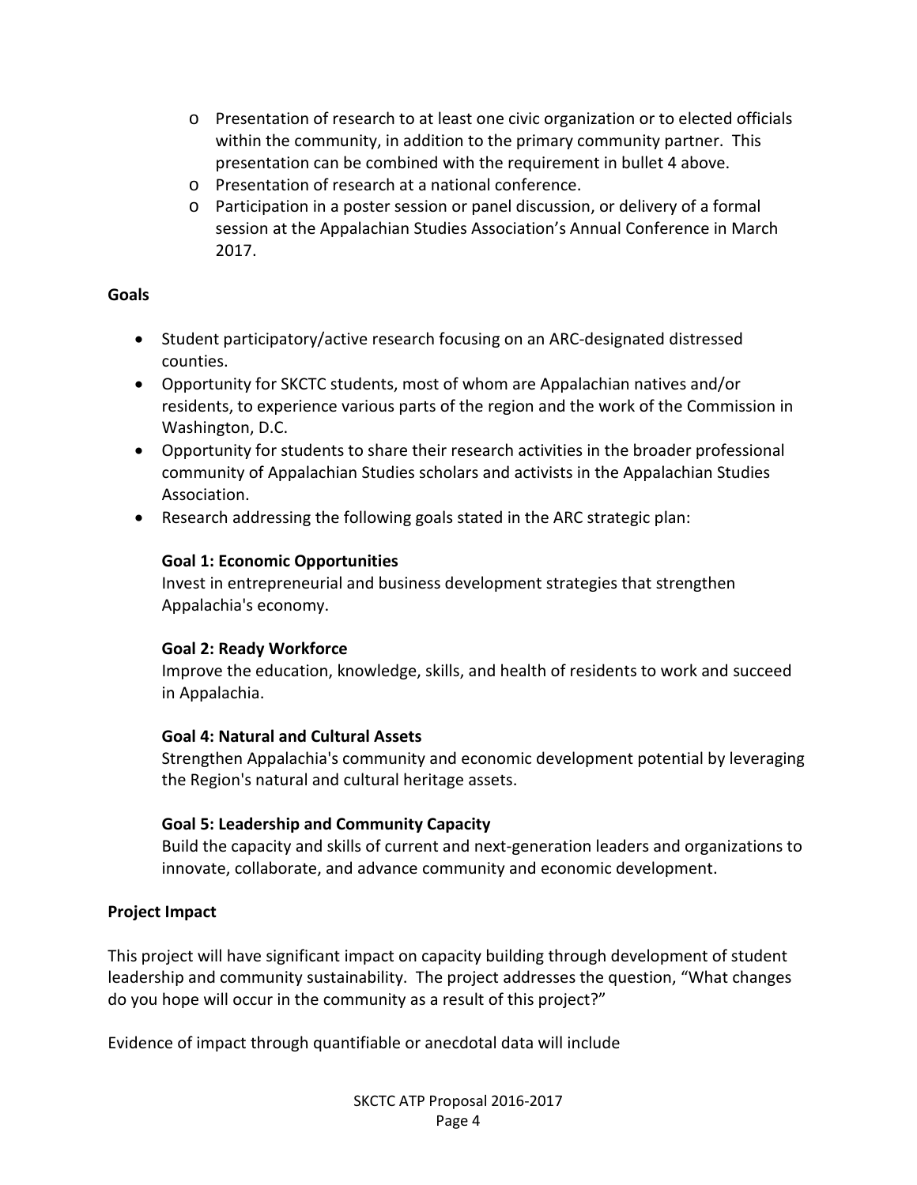- Presentation of research to at least one civic organization or to elected officials within the community, in addition to the primary community partner. This presentation can be combined with the requirement in bullet 4 above.
- Presentation of research at a national conference.
- Participation in a poster session or panel discussion, or delivery of a formal session at the Appalachian Studies Association's Annual Conference in March 2017.

**Goals**

- Student participatory/active research focusing on an ARC-designated distressed counties.
- Opportunity for SKCTC students, most of whom are Appalachian natives and/or residents, to experience various parts of the region and the work of the Commission in Washington, D.C.
- Opportunity for students to share their research activities in the broader professional community of Appalachian Studies scholars and activists in the Appalachian Studies Association.
- Research addressing the following goals stated in the ARC strategic plan:

  **Goal 1: Economic Opportunities**
  Invest in entrepreneurial and business development strategies that strengthen Appalachia's economy.

  **Goal 2: Ready Workforce**
  Improve the education, knowledge, skills, and health of residents to work and succeed in Appalachia.

  **Goal 4: Natural and Cultural Assets**
  Strengthen Appalachia's community and economic development potential by leveraging the Region's natural and cultural heritage assets.

  **Goal 5: Leadership and Community Capacity**
  Build the capacity and skills of current and next-generation leaders and organizations to innovate, collaborate, and advance community and economic development.

**Project Impact**

This project will have significant impact on capacity building through development of student leadership and community sustainability. The project addresses the question, "What changes do you hope will occur in the community as a result of this project?"

Evidence of impact through quantifiable or anecdotal data will include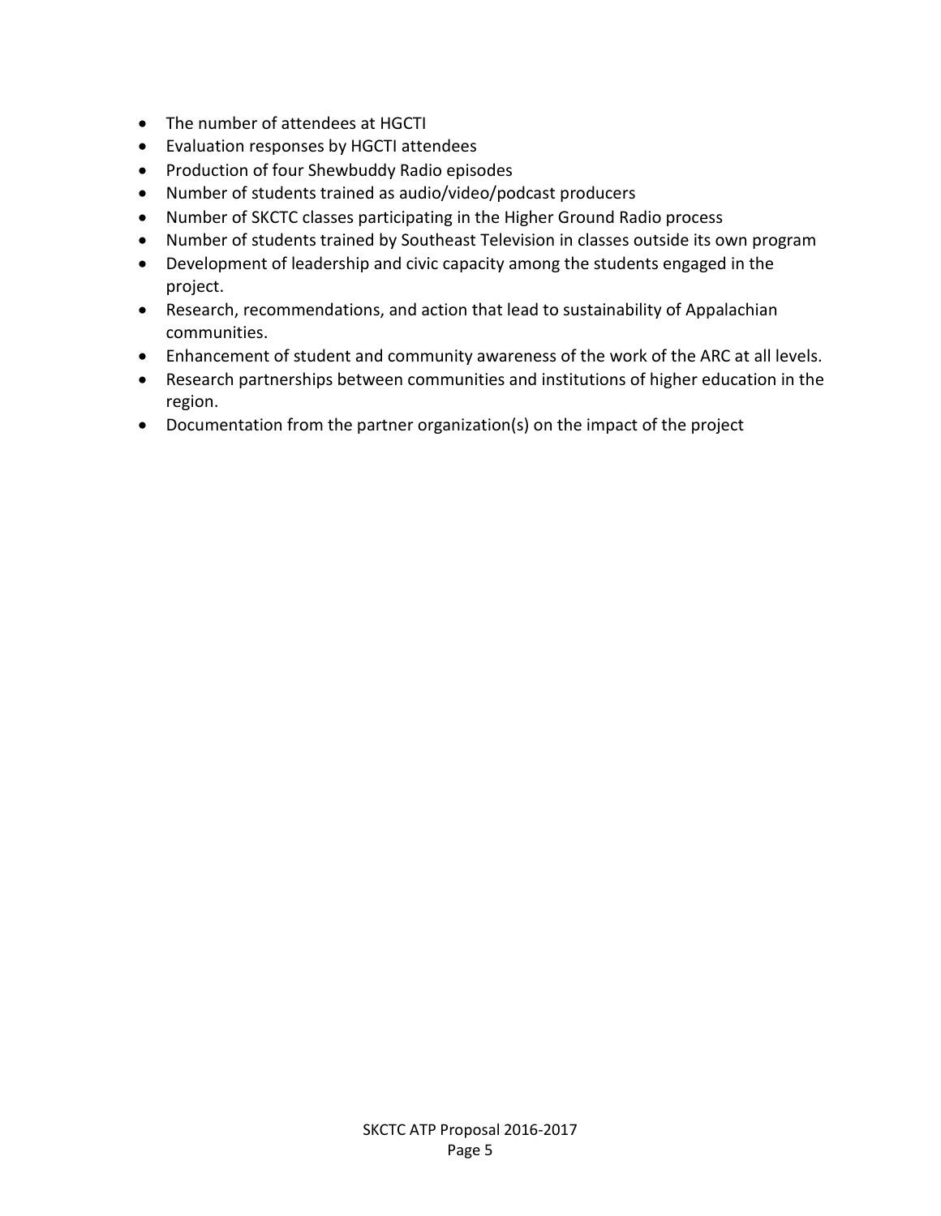- The number of attendees at HGCTI
- Evaluation responses by HGCTI attendees
- Production of four Shewbuddy Radio episodes
- Number of students trained as audio/video/podcast producers
- Number of SKCTC classes participating in the Higher Ground Radio process
- Number of students trained by Southeast Television in classes outside its own program
- Development of leadership and civic capacity among the students engaged in the project.
- Research, recommendations, and action that lead to sustainability of Appalachian communities.
- Enhancement of student and community awareness of the work of the ARC at all levels.
- Research partnerships between communities and institutions of higher education in the region.
- Documentation from the partner organization(s) on the impact of the project